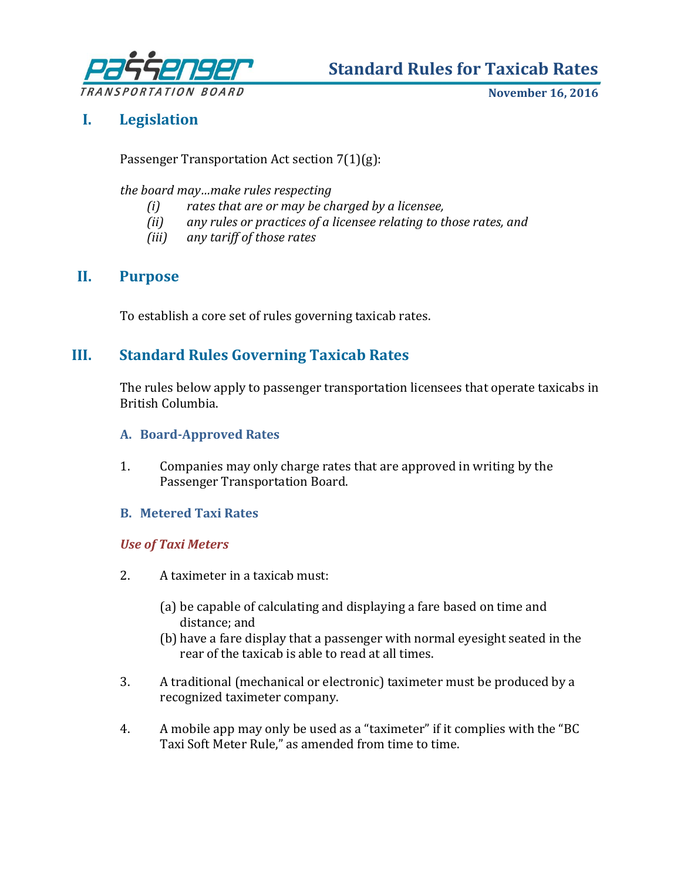# Standard Rules for Taxicab Rates

**November 16, 2016**

## I. Legislation

Passenger Transportation Act section 7(1)(g):

*the board may…make rules respecting*

- *(i) rates that are or may be charged by a licensee,*
- *(ii) any rules or practices of a licensee relating to those rates, and*
- *(iii) any tariff of those rates*

## II. Purpose

To establish a core set of rules governing taxicab rates.

## III. Standard Rules Governing Taxicab Rates

The rules below apply to passenger transportation licensees that operate taxicabs in British Columbia.

### A. Board-Approved Rates

1. Companies may only charge rates that are approved in writing by the Passenger Transportation Board.

### B. Metered Taxi Rates

***Use of Taxi Meters***

2. A taximeter in a taxicab must:

   (a) be capable of calculating and displaying a fare based on time and distance; and

   (b) have a fare display that a passenger with normal eyesight seated in the rear of the taxicab is able to read at all times.

3. A traditional (mechanical or electronic) taximeter must be produced by a recognized taximeter company.

4. A mobile app may only be used as a "taximeter" if it complies with the "BC Taxi Soft Meter Rule," as amended from time to time.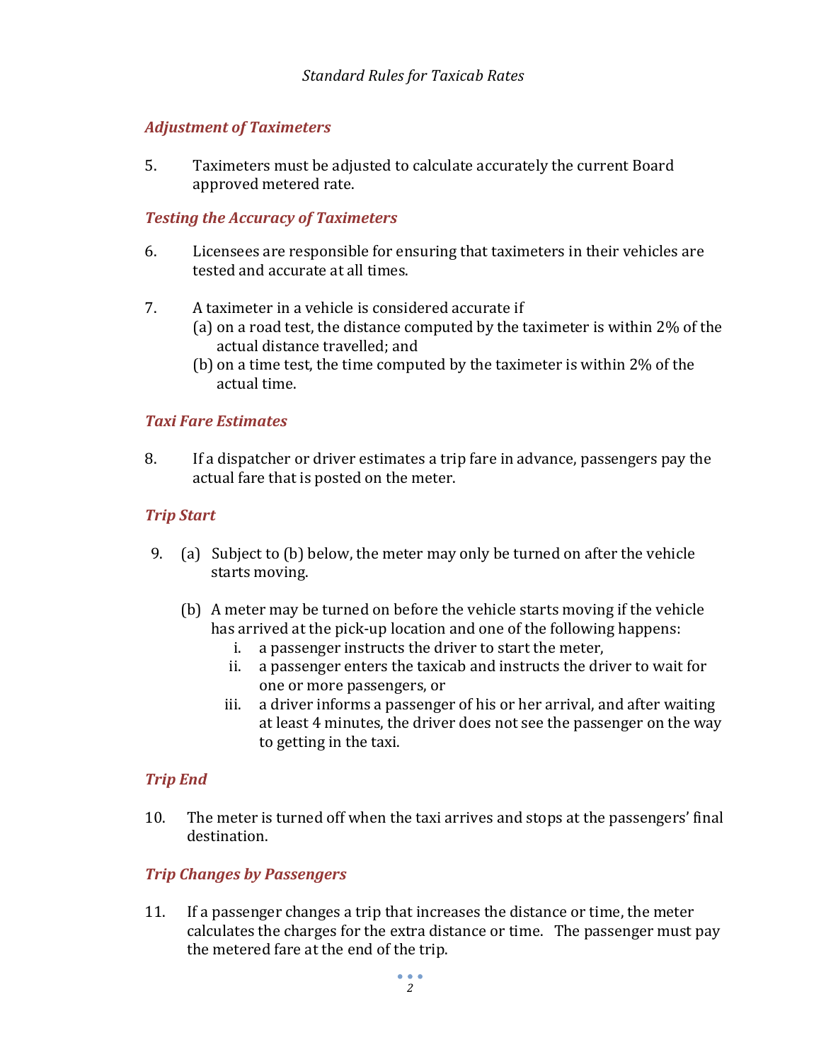### *Adjustment of Taximeters*

5. Taximeters must be adjusted to calculate accurately the current Board approved metered rate.

### *Testing the Accuracy of Taximeters*

6. Licensees are responsible for ensuring that taximeters in their vehicles are tested and accurate at all times.

7. A taximeter in a vehicle is considered accurate if
   (a) on a road test, the distance computed by the taximeter is within 2% of the actual distance travelled; and
   (b) on a time test, the time computed by the taximeter is within 2% of the actual time.

### *Taxi Fare Estimates*

8. If a dispatcher or driver estimates a trip fare in advance, passengers pay the actual fare that is posted on the meter.

### *Trip Start*

9. (a) Subject to (b) below, the meter may only be turned on after the vehicle starts moving.

   (b) A meter may be turned on before the vehicle starts moving if the vehicle has arrived at the pick-up location and one of the following happens:
      i. a passenger instructs the driver to start the meter,
      ii. a passenger enters the taxicab and instructs the driver to wait for one or more passengers, or
      iii. a driver informs a passenger of his or her arrival, and after waiting at least 4 minutes, the driver does not see the passenger on the way to getting in the taxi.

### *Trip End*

10. The meter is turned off when the taxi arrives and stops at the passengers' final destination.

### *Trip Changes by Passengers*

11. If a passenger changes a trip that increases the distance or time, the meter calculates the charges for the extra distance or time. The passenger must pay the metered fare at the end of the trip.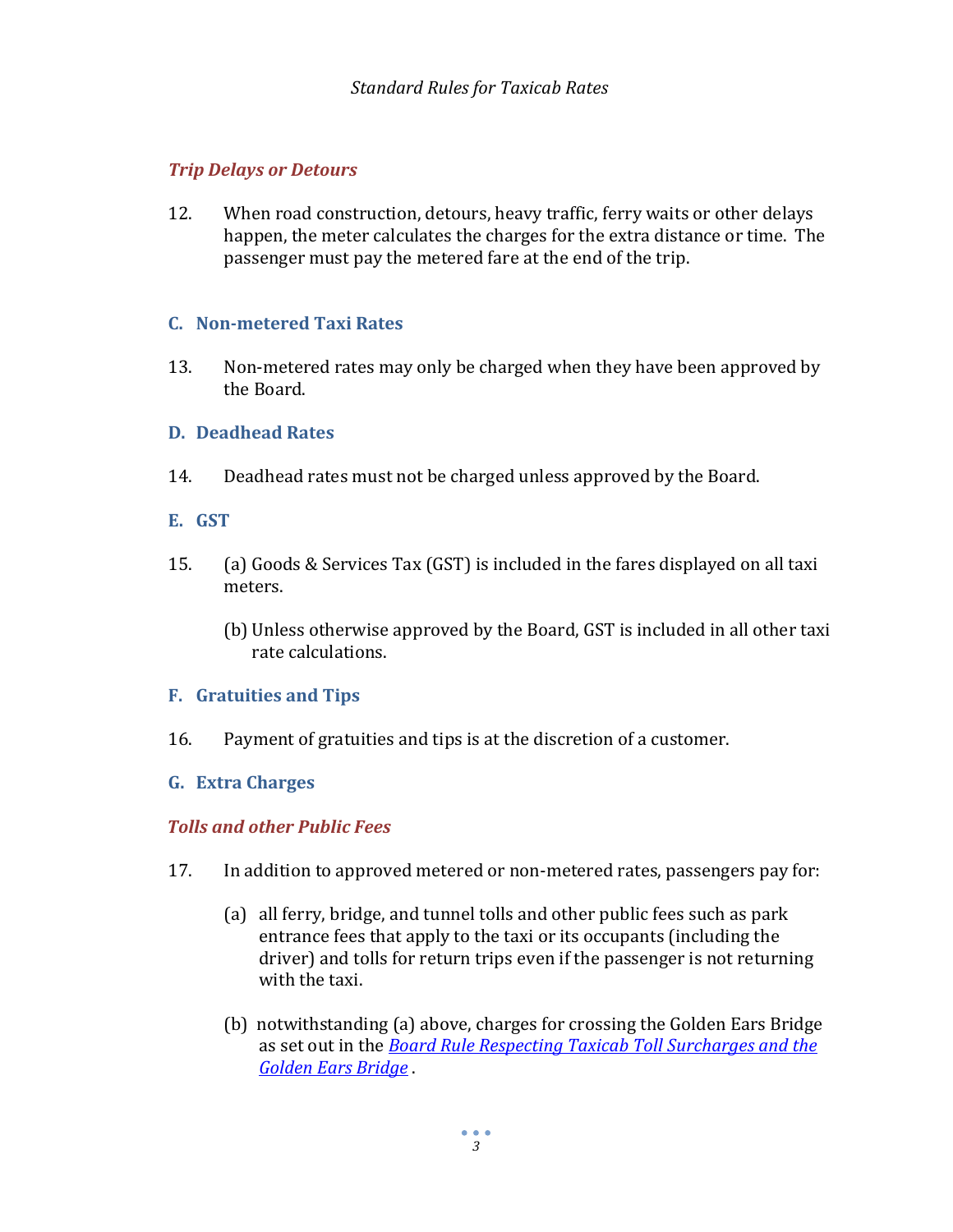### *Trip Delays or Detours*

12. When road construction, detours, heavy traffic, ferry waits or other delays happen, the meter calculates the charges for the extra distance or time. The passenger must pay the metered fare at the end of the trip.

## C. Non-metered Taxi Rates

13. Non-metered rates may only be charged when they have been approved by the Board.

## D. Deadhead Rates

14. Deadhead rates must not be charged unless approved by the Board.

## E. GST

15. (a) Goods & Services Tax (GST) is included in the fares displayed on all taxi meters.

    (b) Unless otherwise approved by the Board, GST is included in all other taxi rate calculations.

## F. Gratuities and Tips

16. Payment of gratuities and tips is at the discretion of a customer.

## G. Extra Charges

### *Tolls and other Public Fees*

17. In addition to approved metered or non-metered rates, passengers pay for:

    (a) all ferry, bridge, and tunnel tolls and other public fees such as park entrance fees that apply to the taxi or its occupants (including the driver) and tolls for return trips even if the passenger is not returning with the taxi.

    (b) notwithstanding (a) above, charges for crossing the Golden Ears Bridge as set out in the *Board Rule Respecting Taxicab Toll Surcharges and the Golden Ears Bridge* .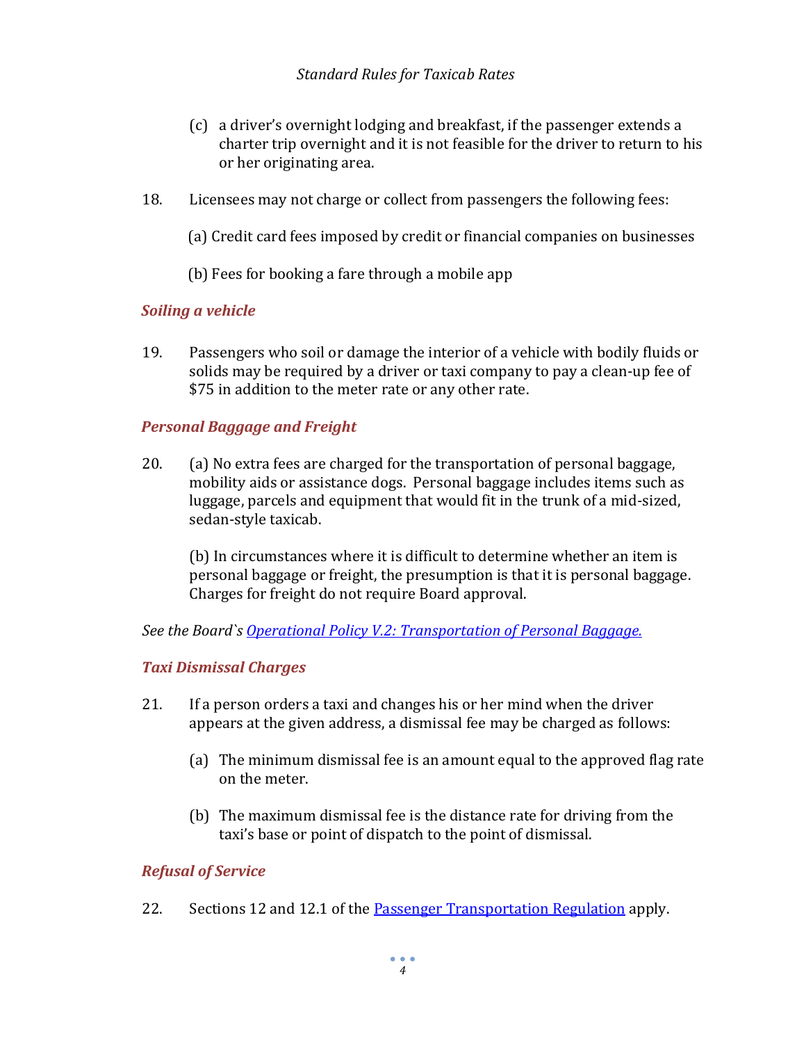(c) a driver's overnight lodging and breakfast, if the passenger extends a charter trip overnight and it is not feasible for the driver to return to his or her originating area.

18. Licensees may not charge or collect from passengers the following fees:

    (a) Credit card fees imposed by credit or financial companies on businesses

    (b) Fees for booking a fare through a mobile app

### *Soiling a vehicle*

19. Passengers who soil or damage the interior of a vehicle with bodily fluids or solids may be required by a driver or taxi company to pay a clean-up fee of $75 in addition to the meter rate or any other rate.

### *Personal Baggage and Freight*

20. (a) No extra fees are charged for the transportation of personal baggage, mobility aids or assistance dogs. Personal baggage includes items such as luggage, parcels and equipment that would fit in the trunk of a mid-sized, sedan-style taxicab.

    (b) In circumstances where it is difficult to determine whether an item is personal baggage or freight, the presumption is that it is personal baggage. Charges for freight do not require Board approval.

*See the Board`s [Operational Policy V.2: Transportation of Personal Baggage.]()*

### *Taxi Dismissal Charges*

21. If a person orders a taxi and changes his or her mind when the driver appears at the given address, a dismissal fee may be charged as follows:

    (a) The minimum dismissal fee is an amount equal to the approved flag rate on the meter.

    (b) The maximum dismissal fee is the distance rate for driving from the taxi's base or point of dispatch to the point of dismissal.

### *Refusal of Service*

22. Sections 12 and 12.1 of the [Passenger Transportation Regulation]() apply.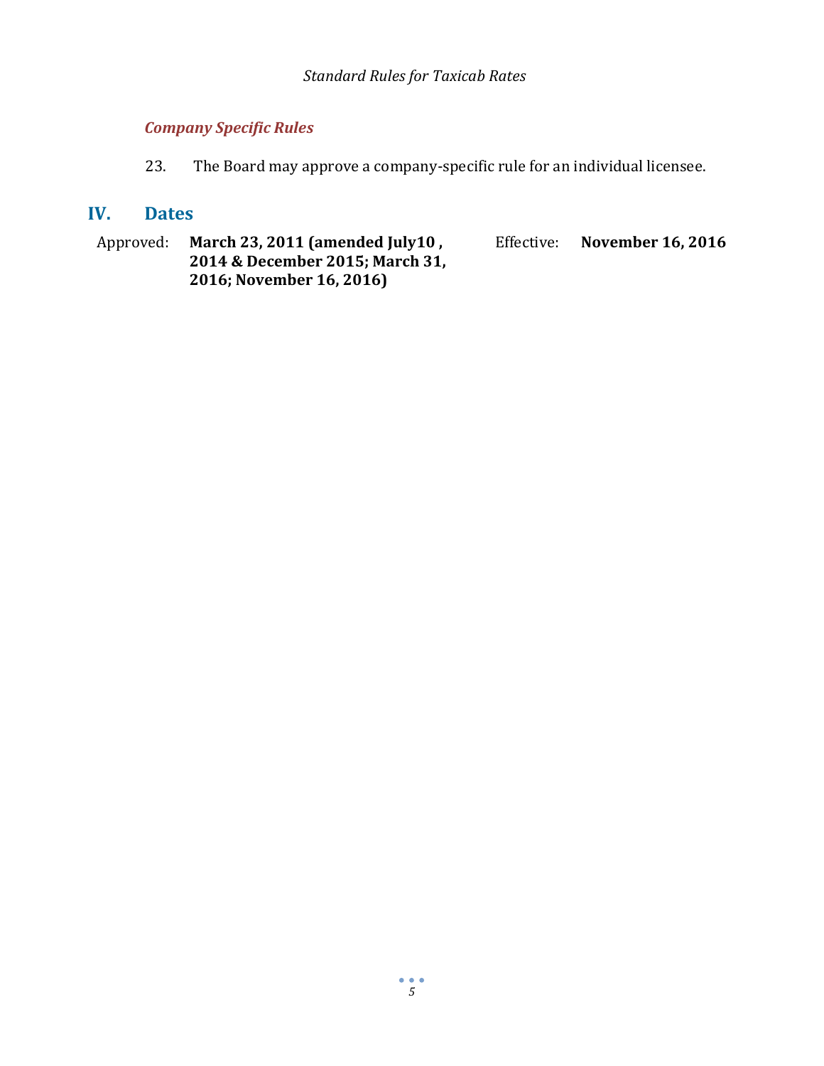### *Company Specific Rules*

23. The Board may approve a company-specific rule for an individual licensee.

## IV. Dates

| | | | |
|---|---|---|---|
| Approved: | **March 23, 2011 (amended July10 , 2014 & December 2015; March 31, 2016; November 16, 2016)** | Effective: | **November 16, 2016** |